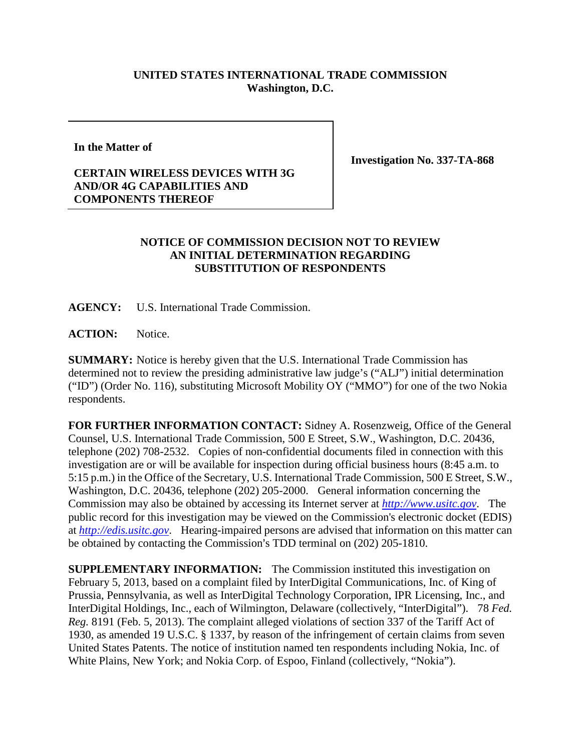**UNITED STATES INTERNATIONAL TRADE COMMISSION**
**Washington, D.C.**

| | |
|---|---|
| **In the Matter of**<br><br>**CERTAIN WIRELESS DEVICES WITH 3G AND/OR 4G CAPABILITIES AND COMPONENTS THEREOF** | **Investigation No. 337-TA-868** |

**NOTICE OF COMMISSION DECISION NOT TO REVIEW AN INITIAL DETERMINATION REGARDING SUBSTITUTION OF RESPONDENTS**

**AGENCY:** U.S. International Trade Commission.

**ACTION:** Notice.

**SUMMARY:** Notice is hereby given that the U.S. International Trade Commission has determined not to review the presiding administrative law judge's ("ALJ") initial determination ("ID") (Order No. 116), substituting Microsoft Mobility OY ("MMO") for one of the two Nokia respondents.

**FOR FURTHER INFORMATION CONTACT:** Sidney A. Rosenzweig, Office of the General Counsel, U.S. International Trade Commission, 500 E Street, S.W., Washington, D.C. 20436, telephone (202) 708-2532. Copies of non-confidential documents filed in connection with this investigation are or will be available for inspection during official business hours (8:45 a.m. to 5:15 p.m.) in the Office of the Secretary, U.S. International Trade Commission, 500 E Street, S.W., Washington, D.C. 20436, telephone (202) 205-2000. General information concerning the Commission may also be obtained by accessing its Internet server at *http://www.usitc.gov*. The public record for this investigation may be viewed on the Commission's electronic docket (EDIS) at *http://edis.usitc.gov*. Hearing-impaired persons are advised that information on this matter can be obtained by contacting the Commission's TDD terminal on (202) 205-1810.

**SUPPLEMENTARY INFORMATION:** The Commission instituted this investigation on February 5, 2013, based on a complaint filed by InterDigital Communications, Inc. of King of Prussia, Pennsylvania, as well as InterDigital Technology Corporation, IPR Licensing, Inc., and InterDigital Holdings, Inc., each of Wilmington, Delaware (collectively, "InterDigital"). 78 *Fed. Reg.* 8191 (Feb. 5, 2013). The complaint alleged violations of section 337 of the Tariff Act of 1930, as amended 19 U.S.C. § 1337, by reason of the infringement of certain claims from seven United States Patents. The notice of institution named ten respondents including Nokia, Inc. of White Plains, New York; and Nokia Corp. of Espoo, Finland (collectively, "Nokia").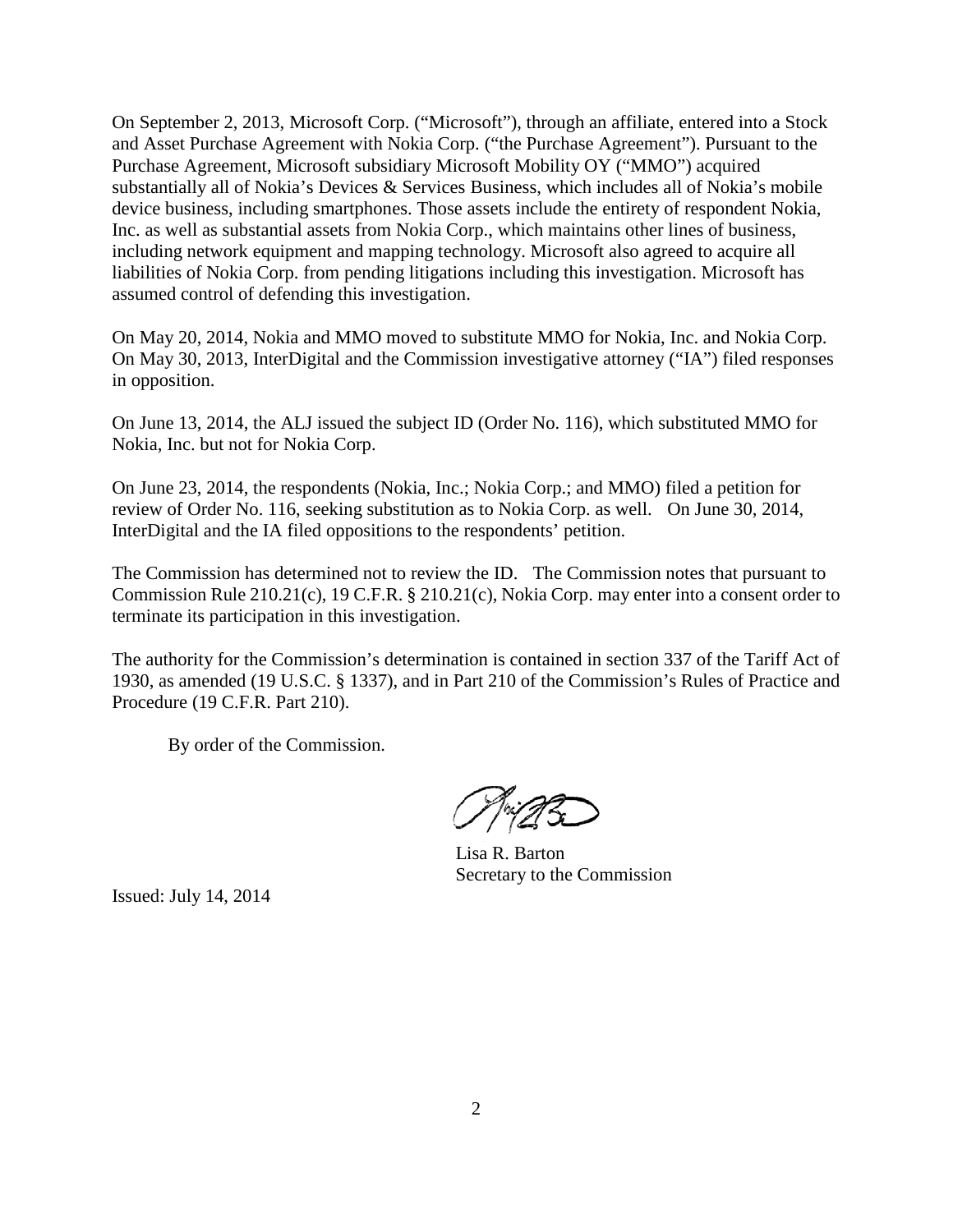On September 2, 2013, Microsoft Corp. ("Microsoft"), through an affiliate, entered into a Stock and Asset Purchase Agreement with Nokia Corp. ("the Purchase Agreement"). Pursuant to the Purchase Agreement, Microsoft subsidiary Microsoft Mobility OY ("MMO") acquired substantially all of Nokia's Devices & Services Business, which includes all of Nokia's mobile device business, including smartphones. Those assets include the entirety of respondent Nokia, Inc. as well as substantial assets from Nokia Corp., which maintains other lines of business, including network equipment and mapping technology. Microsoft also agreed to acquire all liabilities of Nokia Corp. from pending litigations including this investigation. Microsoft has assumed control of defending this investigation.

On May 20, 2014, Nokia and MMO moved to substitute MMO for Nokia, Inc. and Nokia Corp. On May 30, 2013, InterDigital and the Commission investigative attorney ("IA") filed responses in opposition.

On June 13, 2014, the ALJ issued the subject ID (Order No. 116), which substituted MMO for Nokia, Inc. but not for Nokia Corp.

On June 23, 2014, the respondents (Nokia, Inc.; Nokia Corp.; and MMO) filed a petition for review of Order No. 116, seeking substitution as to Nokia Corp. as well. On June 30, 2014, InterDigital and the IA filed oppositions to the respondents' petition.

The Commission has determined not to review the ID. The Commission notes that pursuant to Commission Rule 210.21(c), 19 C.F.R. § 210.21(c), Nokia Corp. may enter into a consent order to terminate its participation in this investigation.

The authority for the Commission's determination is contained in section 337 of the Tariff Act of 1930, as amended (19 U.S.C. § 1337), and in Part 210 of the Commission's Rules of Practice and Procedure (19 C.F.R. Part 210).

By order of the Commission.

Lisa R. Barton
Secretary to the Commission

Issued: July 14, 2014